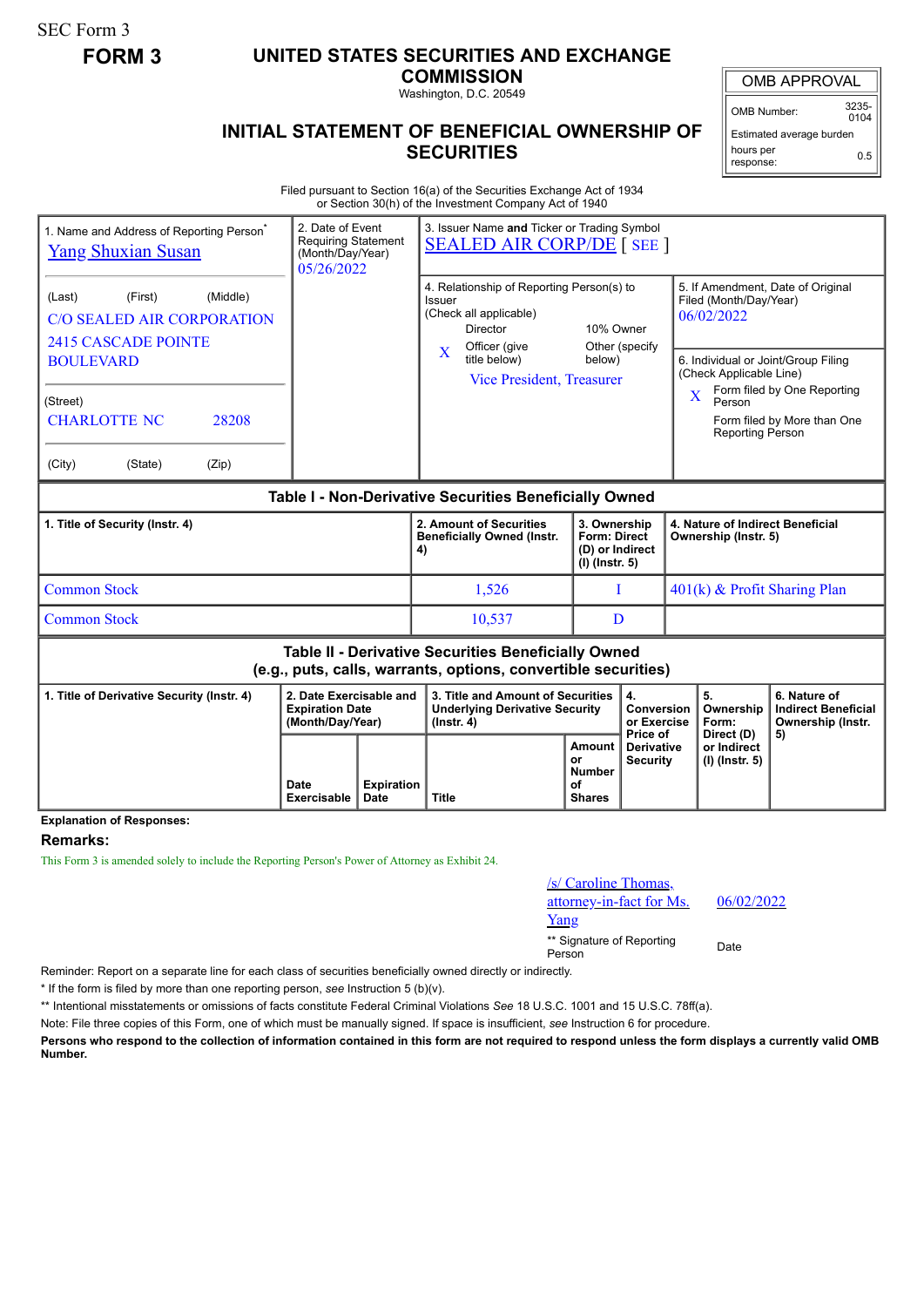SEC Form 3

**FORM 3**

# UNITED STATES SECURITIES AND EXCHANGE COMMISSION

Washington, D.C. 20549

## INITIAL STATEMENT OF BENEFICIAL OWNERSHIP OF SECURITIES

| OMB APPROVAL | |
|---|---|
| OMB Number: | 3235-0104 |
| Estimated average burden hours per response: | 0.5 |

Filed pursuant to Section 16(a) of the Securities Exchange Act of 1934 or Section 30(h) of the Investment Company Act of 1940

1. Name and Address of Reporting Person*
Yang Shuxian Susan

(Last) (First) (Middle)
C/O SEALED AIR CORPORATION
2415 CASCADE POINTE BOULEVARD

(Street)
CHARLOTTE NC 28208

(City) (State) (Zip)

2. Date of Event Requiring Statement (Month/Day/Year)
05/26/2022

3. Issuer Name **and** Ticker or Trading Symbol
SEALED AIR CORP/DE [ SEE ]

4. Relationship of Reporting Person(s) to Issuer (Check all applicable)
Director
10% Owner
X Officer (give title below)
Other (specify below)
Vice President, Treasurer

5. If Amendment, Date of Original Filed (Month/Day/Year)
06/02/2022

6. Individual or Joint/Group Filing (Check Applicable Line)
X Form filed by One Reporting Person
Form filed by More than One Reporting Person

### Table I - Non-Derivative Securities Beneficially Owned

| 1. Title of Security (Instr. 4) | 2. Amount of Securities Beneficially Owned (Instr. 4) | 3. Ownership Form: Direct (D) or Indirect (I) (Instr. 5) | 4. Nature of Indirect Beneficial Ownership (Instr. 5) |
|---|---|---|---|
| Common Stock | 1,526 | I | 401(k) & Profit Sharing Plan |
| Common Stock | 10,537 | D | |

### Table II - Derivative Securities Beneficially Owned (e.g., puts, calls, warrants, options, convertible securities)

| 1. Title of Derivative Security (Instr. 4) | 2. Date Exercisable and Expiration Date (Month/Day/Year) | | 3. Title and Amount of Securities Underlying Derivative Security (Instr. 4) | | 4. Conversion or Exercise Price of Derivative Security | 5. Ownership Form: Direct (D) or Indirect (I) (Instr. 5) | 6. Nature of Indirect Beneficial Ownership (Instr. 5) |
|---|---|---|---|---|---|---|---|
| | Date Exercisable | Expiration Date | Title | Amount or Number of Shares | | | |

**Explanation of Responses:**

**Remarks:**

This Form 3 is amended solely to include the Reporting Person's Power of Attorney as Exhibit 24.

/s/ Caroline Thomas, attorney-in-fact for Ms. Yang — 06/02/2022

** Signature of Reporting Person — Date

Reminder: Report on a separate line for each class of securities beneficially owned directly or indirectly.

* If the form is filed by more than one reporting person, *see* Instruction 5 (b)(v).

** Intentional misstatements or omissions of facts constitute Federal Criminal Violations *See* 18 U.S.C. 1001 and 15 U.S.C. 78ff(a).

Note: File three copies of this Form, one of which must be manually signed. If space is insufficient, *see* Instruction 6 for procedure.

**Persons who respond to the collection of information contained in this form are not required to respond unless the form displays a currently valid OMB Number.**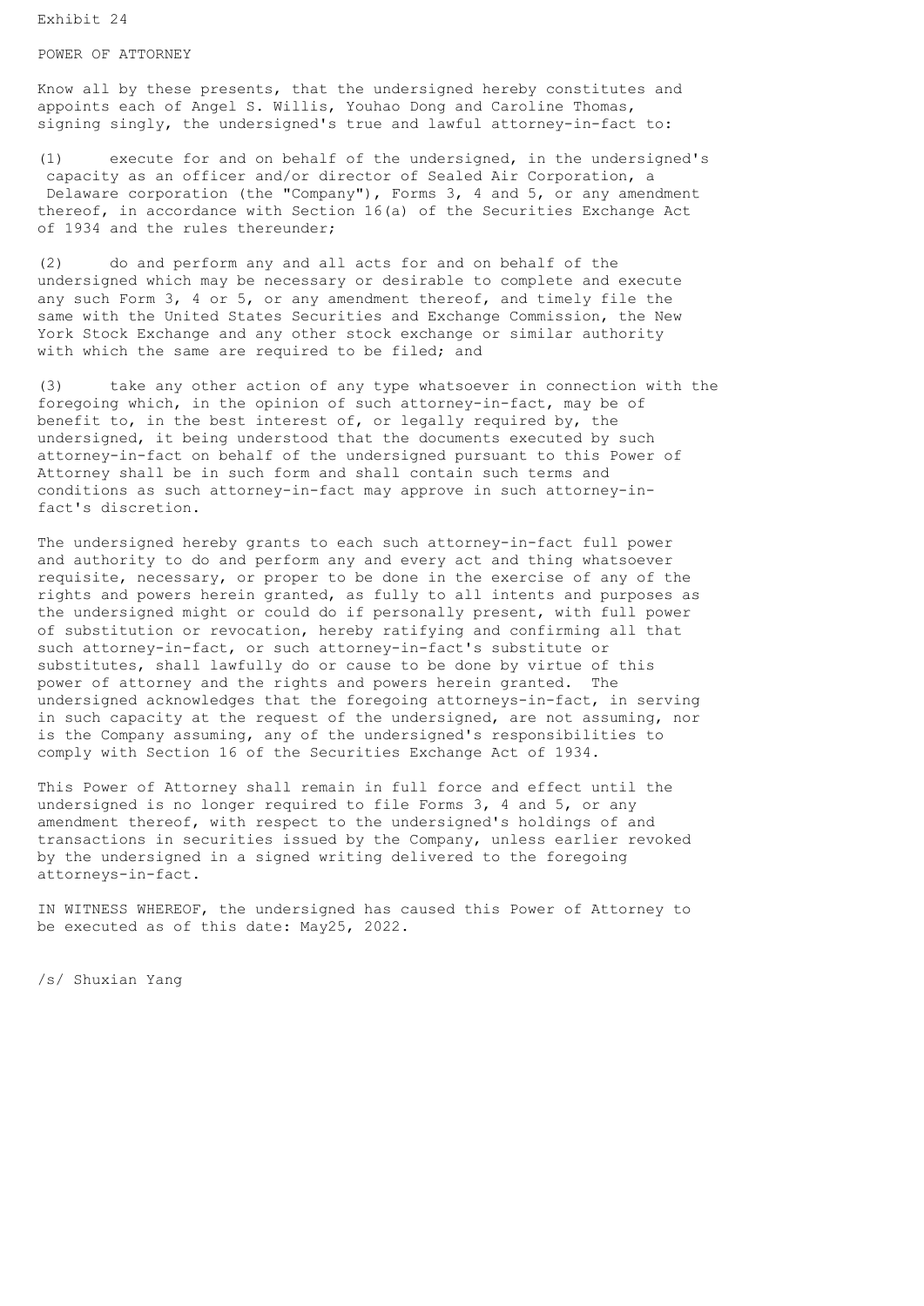Exhibit 24

POWER OF ATTORNEY

Know all by these presents, that the undersigned hereby constitutes and appoints each of Angel S. Willis, Youhao Dong and Caroline Thomas, signing singly, the undersigned's true and lawful attorney-in-fact to:

(1) execute for and on behalf of the undersigned, in the undersigned's capacity as an officer and/or director of Sealed Air Corporation, a Delaware corporation (the "Company"), Forms 3, 4 and 5, or any amendment thereof, in accordance with Section 16(a) of the Securities Exchange Act of 1934 and the rules thereunder;

(2) do and perform any and all acts for and on behalf of the undersigned which may be necessary or desirable to complete and execute any such Form 3, 4 or 5, or any amendment thereof, and timely file the same with the United States Securities and Exchange Commission, the New York Stock Exchange and any other stock exchange or similar authority with which the same are required to be filed; and

(3) take any other action of any type whatsoever in connection with the foregoing which, in the opinion of such attorney-in-fact, may be of benefit to, in the best interest of, or legally required by, the undersigned, it being understood that the documents executed by such attorney-in-fact on behalf of the undersigned pursuant to this Power of Attorney shall be in such form and shall contain such terms and conditions as such attorney-in-fact may approve in such attorney-in-fact's discretion.

The undersigned hereby grants to each such attorney-in-fact full power and authority to do and perform any and every act and thing whatsoever requisite, necessary, or proper to be done in the exercise of any of the rights and powers herein granted, as fully to all intents and purposes as the undersigned might or could do if personally present, with full power of substitution or revocation, hereby ratifying and confirming all that such attorney-in-fact, or such attorney-in-fact's substitute or substitutes, shall lawfully do or cause to be done by virtue of this power of attorney and the rights and powers herein granted. The undersigned acknowledges that the foregoing attorneys-in-fact, in serving in such capacity at the request of the undersigned, are not assuming, nor is the Company assuming, any of the undersigned's responsibilities to comply with Section 16 of the Securities Exchange Act of 1934.

This Power of Attorney shall remain in full force and effect until the undersigned is no longer required to file Forms 3, 4 and 5, or any amendment thereof, with respect to the undersigned's holdings of and transactions in securities issued by the Company, unless earlier revoked by the undersigned in a signed writing delivered to the foregoing attorneys-in-fact.

IN WITNESS WHEREOF, the undersigned has caused this Power of Attorney to be executed as of this date: May25, 2022.

/s/ Shuxian Yang